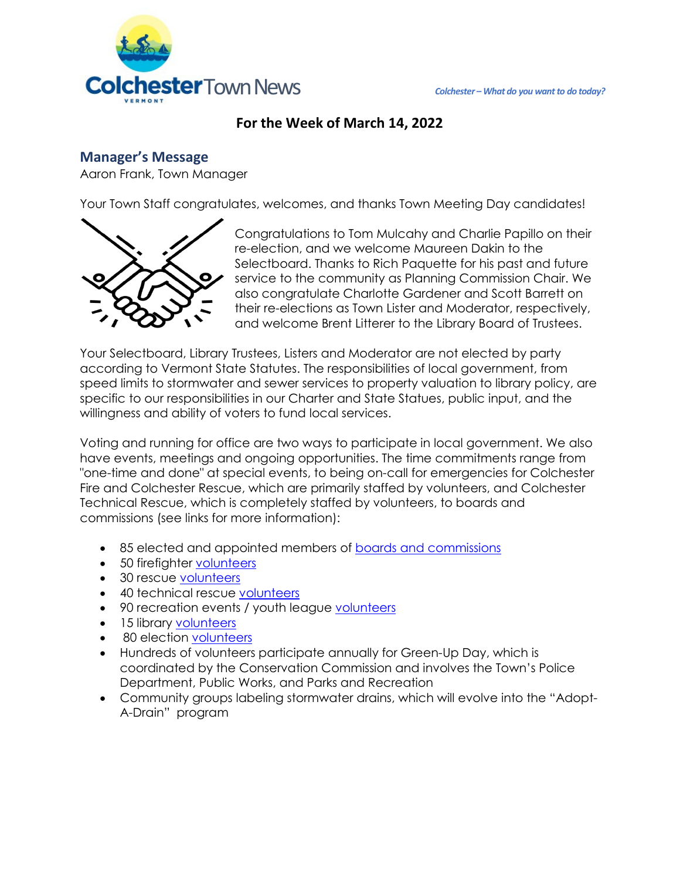Colchester Town News

VERMONT

*Colchester – What do you want to do today?*

## For the Week of March 14, 2022

### Manager's Message

Aaron Frank, Town Manager

Your Town Staff congratulates, welcomes, and thanks Town Meeting Day candidates!

Congratulations to Tom Mulcahy and Charlie Papillo on their re-election, and we welcome Maureen Dakin to the Selectboard. Thanks to Rich Paquette for his past and future service to the community as Planning Commission Chair. We also congratulate Charlotte Gardener and Scott Barrett on their re-elections as Town Lister and Moderator, respectively, and welcome Brent Litterer to the Library Board of Trustees.

Your Selectboard, Library Trustees, Listers and Moderator are not elected by party according to Vermont State Statutes. The responsibilities of local government, from speed limits to stormwater and sewer services to property valuation to library policy, are specific to our responsibilities in our Charter and State Statues, public input, and the willingness and ability of voters to fund local services.

Voting and running for office are two ways to participate in local government. We also have events, meetings and ongoing opportunities. The time commitments range from "one-time and done" at special events, to being on-call for emergencies for Colchester Fire and Colchester Rescue, which are primarily staffed by volunteers, and Colchester Technical Rescue, which is completely staffed by volunteers, to boards and commissions (see links for more information):

- 85 elected and appointed members of boards and commissions
- 50 firefighter volunteers
- 30 rescue volunteers
- 40 technical rescue volunteers
- 90 recreation events / youth league volunteers
- 15 library volunteers
- 80 election volunteers
- Hundreds of volunteers participate annually for Green-Up Day, which is coordinated by the Conservation Commission and involves the Town's Police Department, Public Works, and Parks and Recreation
- Community groups labeling stormwater drains, which will evolve into the "Adopt-A-Drain" program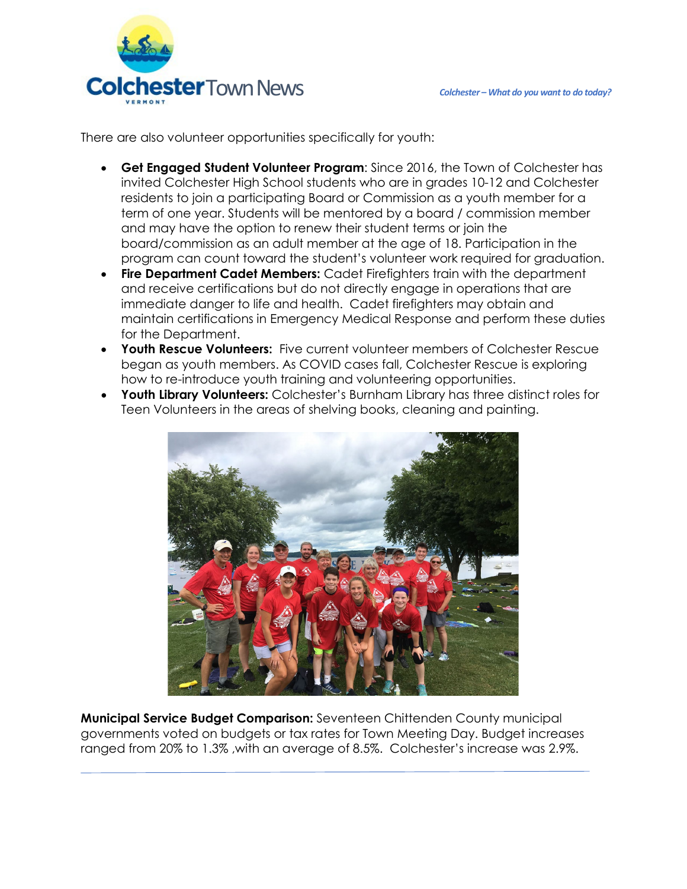There are also volunteer opportunities specifically for youth:

- **Get Engaged Student Volunteer Program**: Since 2016, the Town of Colchester has invited Colchester High School students who are in grades 10-12 and Colchester residents to join a participating Board or Commission as a youth member for a term of one year. Students will be mentored by a board / commission member and may have the option to renew their student terms or join the board/commission as an adult member at the age of 18. Participation in the program can count toward the student's volunteer work required for graduation.
- **Fire Department Cadet Members:** Cadet Firefighters train with the department and receive certifications but do not directly engage in operations that are immediate danger to life and health. Cadet firefighters may obtain and maintain certifications in Emergency Medical Response and perform these duties for the Department.
- **Youth Rescue Volunteers:** Five current volunteer members of Colchester Rescue began as youth members. As COVID cases fall, Colchester Rescue is exploring how to re-introduce youth training and volunteering opportunities.
- **Youth Library Volunteers:** Colchester's Burnham Library has three distinct roles for Teen Volunteers in the areas of shelving books, cleaning and painting.

**Municipal Service Budget Comparison:** Seventeen Chittenden County municipal governments voted on budgets or tax rates for Town Meeting Day. Budget increases ranged from 20% to 1.3% ,with an average of 8.5%. Colchester's increase was 2.9%.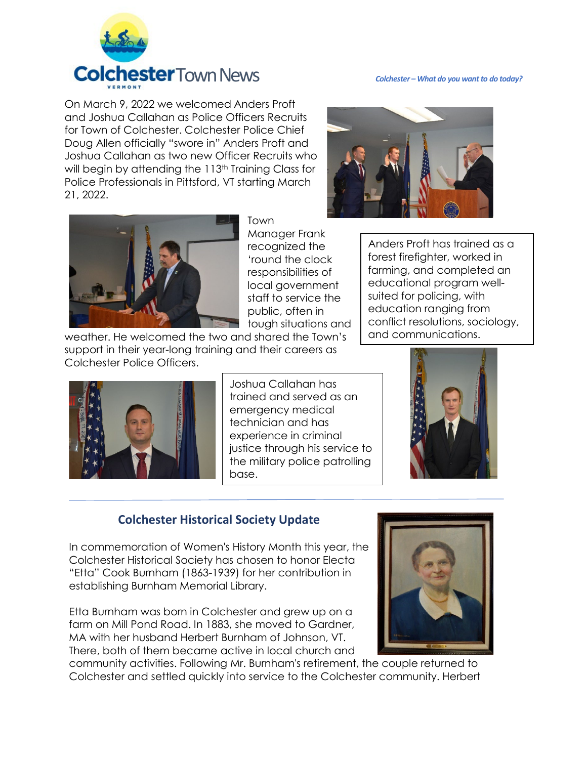# Colchester Town News

*Colchester – What do you want to do today?*

On March 9, 2022 we welcomed Anders Proft and Joshua Callahan as Police Officers Recruits for Town of Colchester. Colchester Police Chief Doug Allen officially "swore in" Anders Proft and Joshua Callahan as two new Officer Recruits who will begin by attending the 113th Training Class for Police Professionals in Pittsford, VT starting March 21, 2022.

Town Manager Frank recognized the 'round the clock responsibilities of local government staff to service the public, often in tough situations and weather. He welcomed the two and shared the Town's support in their year-long training and their careers as Colchester Police Officers.

Anders Proft has trained as a forest firefighter, worked in farming, and completed an educational program well-suited for policing, with education ranging from conflict resolutions, sociology, and communications.

Joshua Callahan has trained and served as an emergency medical technician and has experience in criminal justice through his service to the military police patrolling base.

---

## Colchester Historical Society Update

In commemoration of Women's History Month this year, the Colchester Historical Society has chosen to honor Electa "Etta" Cook Burnham (1863-1939) for her contribution in establishing Burnham Memorial Library.

Etta Burnham was born in Colchester and grew up on a farm on Mill Pond Road. In 1883, she moved to Gardner, MA with her husband Herbert Burnham of Johnson, VT. There, both of them became active in local church and community activities. Following Mr. Burnham's retirement, the couple returned to Colchester and settled quickly into service to the Colchester community. Herbert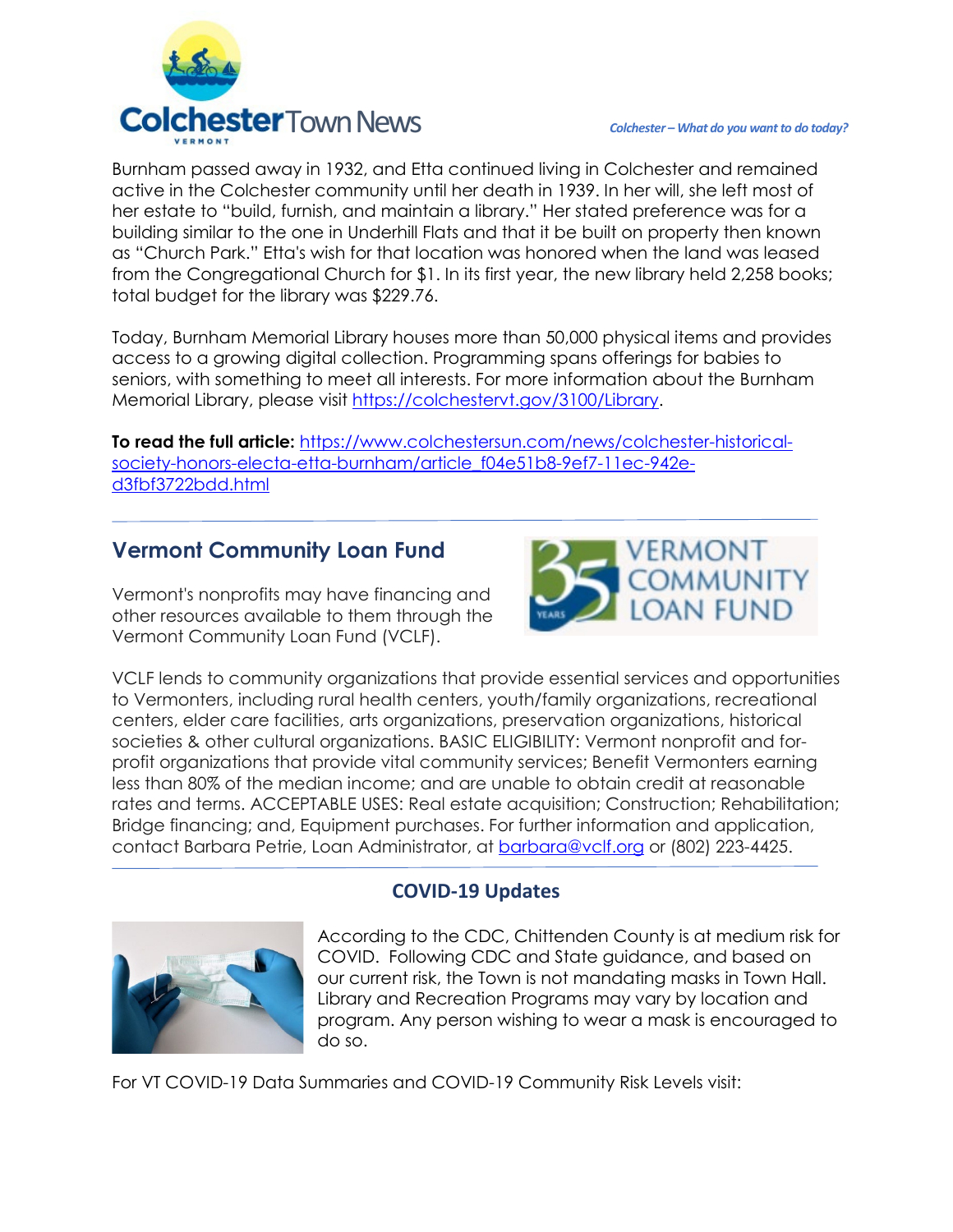Burnham passed away in 1932, and Etta continued living in Colchester and remained active in the Colchester community until her death in 1939. In her will, she left most of her estate to "build, furnish, and maintain a library." Her stated preference was for a building similar to the one in Underhill Flats and that it be built on property then known as "Church Park." Etta's wish for that location was honored when the land was leased from the Congregational Church for $1. In its first year, the new library held 2,258 books; total budget for the library was $229.76.

Today, Burnham Memorial Library houses more than 50,000 physical items and provides access to a growing digital collection. Programming spans offerings for babies to seniors, with something to meet all interests. For more information about the Burnham Memorial Library, please visit https://colchestervt.gov/3100/Library.

**To read the full article:** https://www.colchestersun.com/news/colchester-historical-society-honors-electa-etta-burnham/article_f04e51b8-9ef7-11ec-942e-d3fbf3722bdd.html

## Vermont Community Loan Fund

Vermont's nonprofits may have financing and other resources available to them through the Vermont Community Loan Fund (VCLF).

VCLF lends to community organizations that provide essential services and opportunities to Vermonters, including rural health centers, youth/family organizations, recreational centers, elder care facilities, arts organizations, preservation organizations, historical societies & other cultural organizations. BASIC ELIGIBILITY: Vermont nonprofit and for-profit organizations that provide vital community services; Benefit Vermonters earning less than 80% of the median income; and are unable to obtain credit at reasonable rates and terms. ACCEPTABLE USES: Real estate acquisition; Construction; Rehabilitation; Bridge financing; and, Equipment purchases. For further information and application, contact Barbara Petrie, Loan Administrator, at barbara@vclf.org or (802) 223-4425.

## COVID-19 Updates

According to the CDC, Chittenden County is at medium risk for COVID. Following CDC and State guidance, and based on our current risk, the Town is not mandating masks in Town Hall. Library and Recreation Programs may vary by location and program. Any person wishing to wear a mask is encouraged to do so.

For VT COVID-19 Data Summaries and COVID-19 Community Risk Levels visit: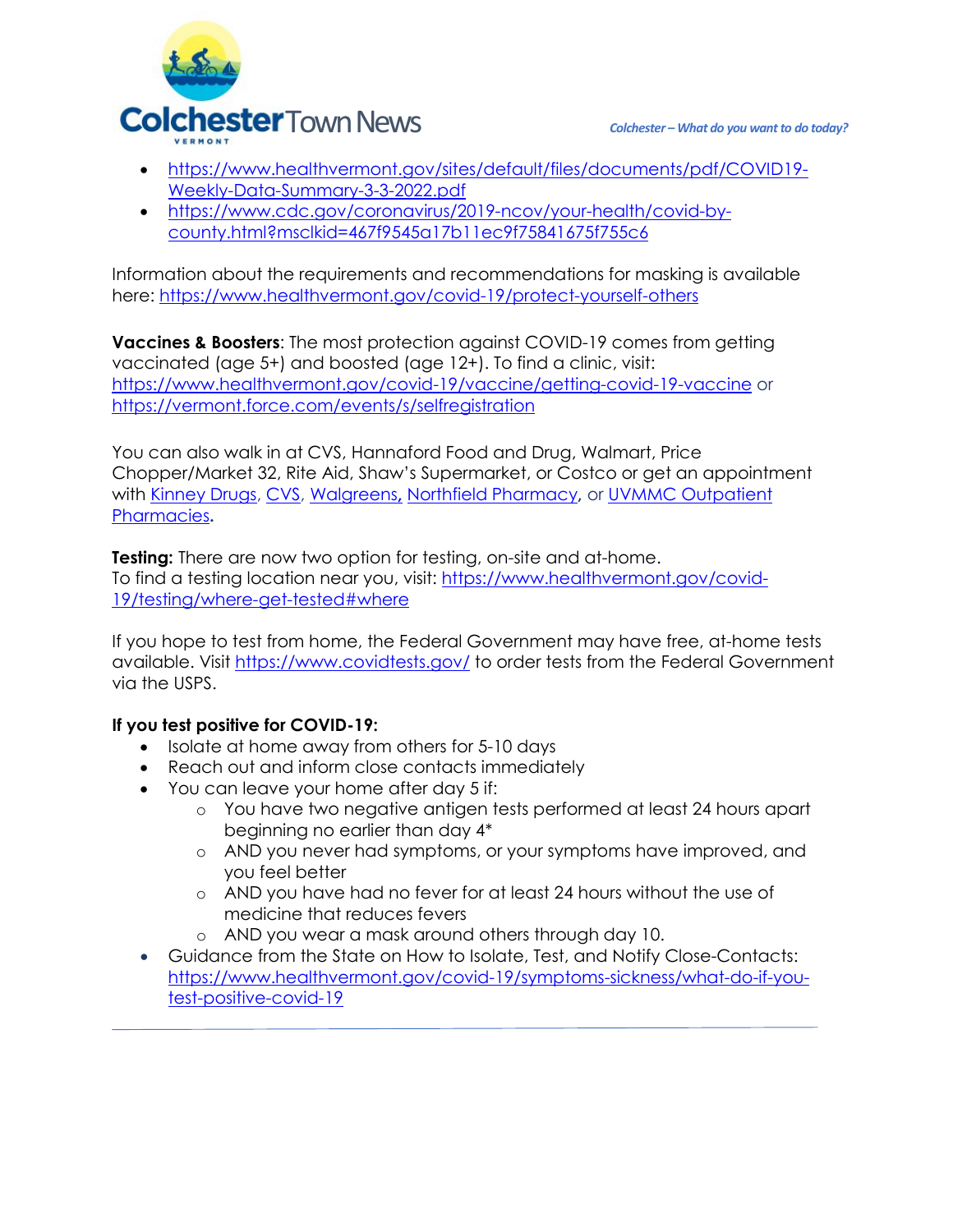- https://www.healthvermont.gov/sites/default/files/documents/pdf/COVID19-Weekly-Data-Summary-3-3-2022.pdf
- https://www.cdc.gov/coronavirus/2019-ncov/your-health/covid-by-county.html?msclkid=467f9545a17b11ec9f75841675f755c6

Information about the requirements and recommendations for masking is available here: https://www.healthvermont.gov/covid-19/protect-yourself-others

**Vaccines & Boosters**: The most protection against COVID-19 comes from getting vaccinated (age 5+) and boosted (age 12+). To find a clinic, visit: https://www.healthvermont.gov/covid-19/vaccine/getting-covid-19-vaccine or https://vermont.force.com/events/s/selfregistration

You can also walk in at CVS, Hannaford Food and Drug, Walmart, Price Chopper/Market 32, Rite Aid, Shaw's Supermarket, or Costco or get an appointment with Kinney Drugs, CVS, Walgreens, Northfield Pharmacy, or UVMMC Outpatient Pharmacies.

**Testing:** There are now two option for testing, on-site and at-home.
To find a testing location near you, visit: https://www.healthvermont.gov/covid-19/testing/where-get-tested#where

If you hope to test from home, the Federal Government may have free, at-home tests available. Visit https://www.covidtests.gov/ to order tests from the Federal Government via the USPS.

**If you test positive for COVID-19:**

- Isolate at home away from others for 5-10 days
- Reach out and inform close contacts immediately
- You can leave your home after day 5 if:
  - You have two negative antigen tests performed at least 24 hours apart beginning no earlier than day 4*
  - AND you never had symptoms, or your symptoms have improved, and you feel better
  - AND you have had no fever for at least 24 hours without the use of medicine that reduces fevers
  - AND you wear a mask around others through day 10.
- Guidance from the State on How to Isolate, Test, and Notify Close-Contacts: https://www.healthvermont.gov/covid-19/symptoms-sickness/what-do-if-you-test-positive-covid-19

---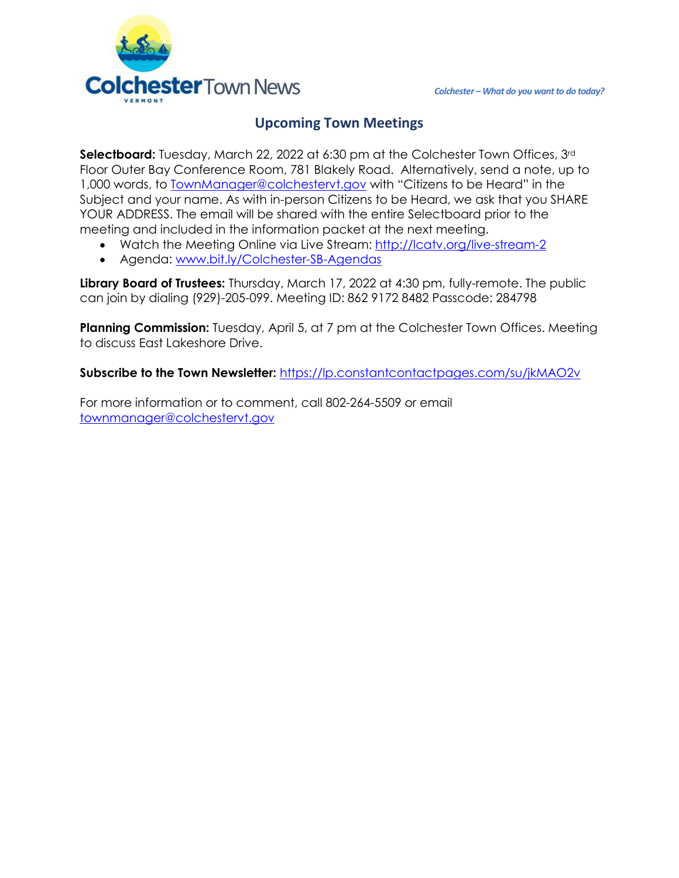Colchester Town News

VERMONT

*Colchester – What do you want to do today?*

## Upcoming Town Meetings

**Selectboard:** Tuesday, March 22, 2022 at 6:30 pm at the Colchester Town Offices, 3rd Floor Outer Bay Conference Room, 781 Blakely Road. Alternatively, send a note, up to 1,000 words, to TownManager@colchestervt.gov with "Citizens to be Heard" in the Subject and your name. As with in-person Citizens to be Heard, we ask that you SHARE YOUR ADDRESS. The email will be shared with the entire Selectboard prior to the meeting and included in the information packet at the next meeting.

- Watch the Meeting Online via Live Stream: http://lcatv.org/live-stream-2
- Agenda: www.bit.ly/Colchester-SB-Agendas

**Library Board of Trustees:** Thursday, March 17, 2022 at 4:30 pm, fully-remote. The public can join by dialing (929)-205-099. Meeting ID: 862 9172 8482 Passcode: 284798

**Planning Commission:** Tuesday, April 5, at 7 pm at the Colchester Town Offices. Meeting to discuss East Lakeshore Drive.

**Subscribe to the Town Newsletter:** https://lp.constantcontactpages.com/su/jkMAO2v

For more information or to comment, call 802-264-5509 or email townmanager@colchestervt.gov